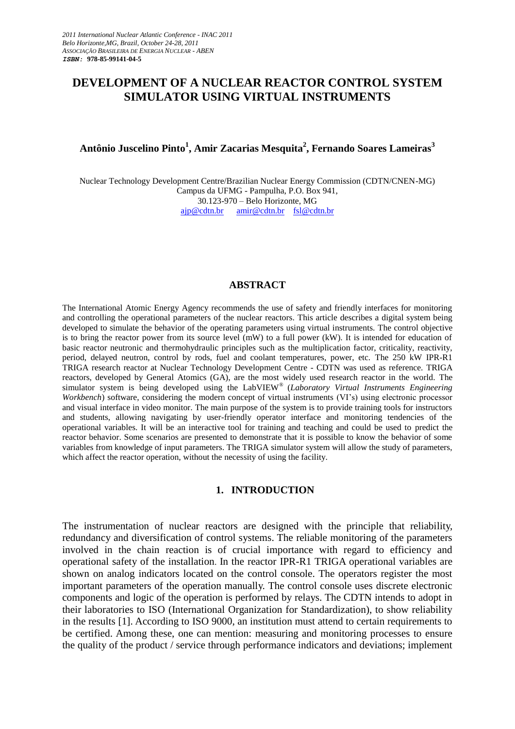2011 International Nuclear Atlantic Conference - INAC 2011
Belo Horizonte,MG, Brazil, October 24-28, 2011
ASSOCIAÇÃO BRASILEIRA DE ENERGIA NUCLEAR - ABEN
**ISBN: 978-85-99141-04-5**

# DEVELOPMENT OF A NUCLEAR REACTOR CONTROL SYSTEM SIMULATOR USING VIRTUAL INSTRUMENTS

**Antônio Juscelino Pinto[1], Amir Zacarias Mesquita[2], Fernando Soares Lameiras[3]**

Nuclear Technology Development Centre/Brazilian Nuclear Energy Commission (CDTN/CNEN-MG)
Campus da UFMG - Pampulha, P.O. Box 941,
30.123-970 – Belo Horizonte, MG
ajp@cdtn.br amir@cdtn.br fsl@cdtn.br

## ABSTRACT

The International Atomic Energy Agency recommends the use of safety and friendly interfaces for monitoring and controlling the operational parameters of the nuclear reactors. This article describes a digital system being developed to simulate the behavior of the operating parameters using virtual instruments. The control objective is to bring the reactor power from its source level (mW) to a full power (kW). It is intended for education of basic reactor neutronic and thermohydraulic principles such as the multiplication factor, criticality, reactivity, period, delayed neutron, control by rods, fuel and coolant temperatures, power, etc. The 250 kW IPR-R1 TRIGA research reactor at Nuclear Technology Development Centre - CDTN was used as reference. TRIGA reactors, developed by General Atomics (GA), are the most widely used research reactor in the world. The simulator system is being developed using the LabVIEW® (*Laboratory Virtual Instruments Engineering Workbench*) software, considering the modern concept of virtual instruments (VI's) using electronic processor and visual interface in video monitor. The main purpose of the system is to provide training tools for instructors and students, allowing navigating by user-friendly operator interface and monitoring tendencies of the operational variables. It will be an interactive tool for training and teaching and could be used to predict the reactor behavior. Some scenarios are presented to demonstrate that it is possible to know the behavior of some variables from knowledge of input parameters. The TRIGA simulator system will allow the study of parameters, which affect the reactor operation, without the necessity of using the facility.

## 1. INTRODUCTION

The instrumentation of nuclear reactors are designed with the principle that reliability, redundancy and diversification of control systems. The reliable monitoring of the parameters involved in the chain reaction is of crucial importance with regard to efficiency and operational safety of the installation. In the reactor IPR-R1 TRIGA operational variables are shown on analog indicators located on the control console. The operators register the most important parameters of the operation manually. The control console uses discrete electronic components and logic of the operation is performed by relays. The CDTN intends to adopt in their laboratories to ISO (International Organization for Standardization), to show reliability in the results [1]. According to ISO 9000, an institution must attend to certain requirements to be certified. Among these, one can mention: measuring and monitoring processes to ensure the quality of the product / service through performance indicators and deviations; implement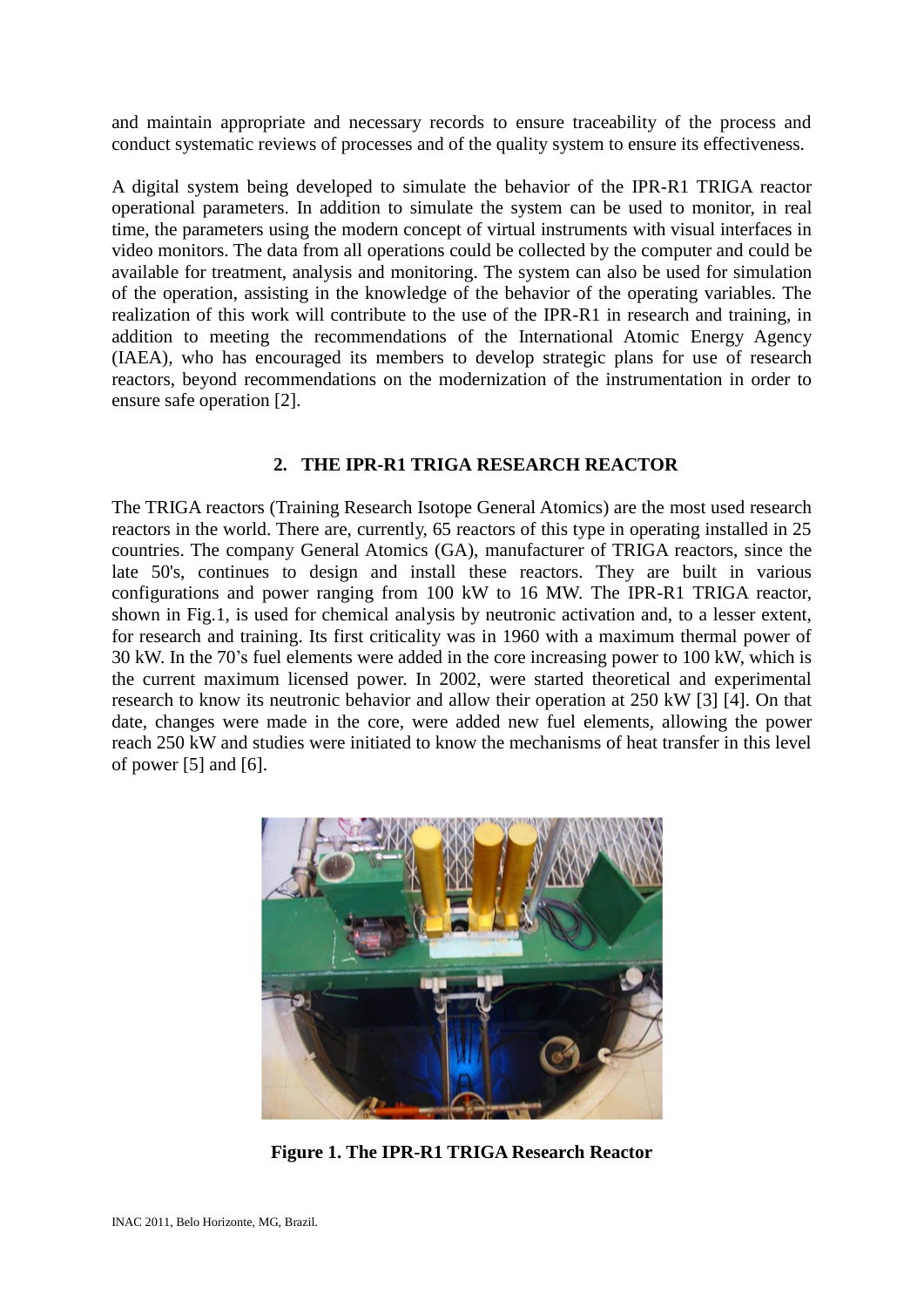and maintain appropriate and necessary records to ensure traceability of the process and conduct systematic reviews of processes and of the quality system to ensure its effectiveness.

A digital system being developed to simulate the behavior of the IPR-R1 TRIGA reactor operational parameters. In addition to simulate the system can be used to monitor, in real time, the parameters using the modern concept of virtual instruments with visual interfaces in video monitors. The data from all operations could be collected by the computer and could be available for treatment, analysis and monitoring. The system can also be used for simulation of the operation, assisting in the knowledge of the behavior of the operating variables. The realization of this work will contribute to the use of the IPR-R1 in research and training, in addition to meeting the recommendations of the International Atomic Energy Agency (IAEA), who has encouraged its members to develop strategic plans for use of research reactors, beyond recommendations on the modernization of the instrumentation in order to ensure safe operation [2].

## 2. THE IPR-R1 TRIGA RESEARCH REACTOR

The TRIGA reactors (Training Research Isotope General Atomics) are the most used research reactors in the world. There are, currently, 65 reactors of this type in operating installed in 25 countries. The company General Atomics (GA), manufacturer of TRIGA reactors, since the late 50's, continues to design and install these reactors. They are built in various configurations and power ranging from 100 kW to 16 MW. The IPR-R1 TRIGA reactor, shown in Fig.1, is used for chemical analysis by neutronic activation and, to a lesser extent, for research and training. Its first criticality was in 1960 with a maximum thermal power of 30 kW. In the 70's fuel elements were added in the core increasing power to 100 kW, which is the current maximum licensed power. In 2002, were started theoretical and experimental research to know its neutronic behavior and allow their operation at 250 kW [3] [4]. On that date, changes were made in the core, were added new fuel elements, allowing the power reach 250 kW and studies were initiated to know the mechanisms of heat transfer in this level of power [5] and [6].

**Figure 1. The IPR-R1 TRIGA Research Reactor**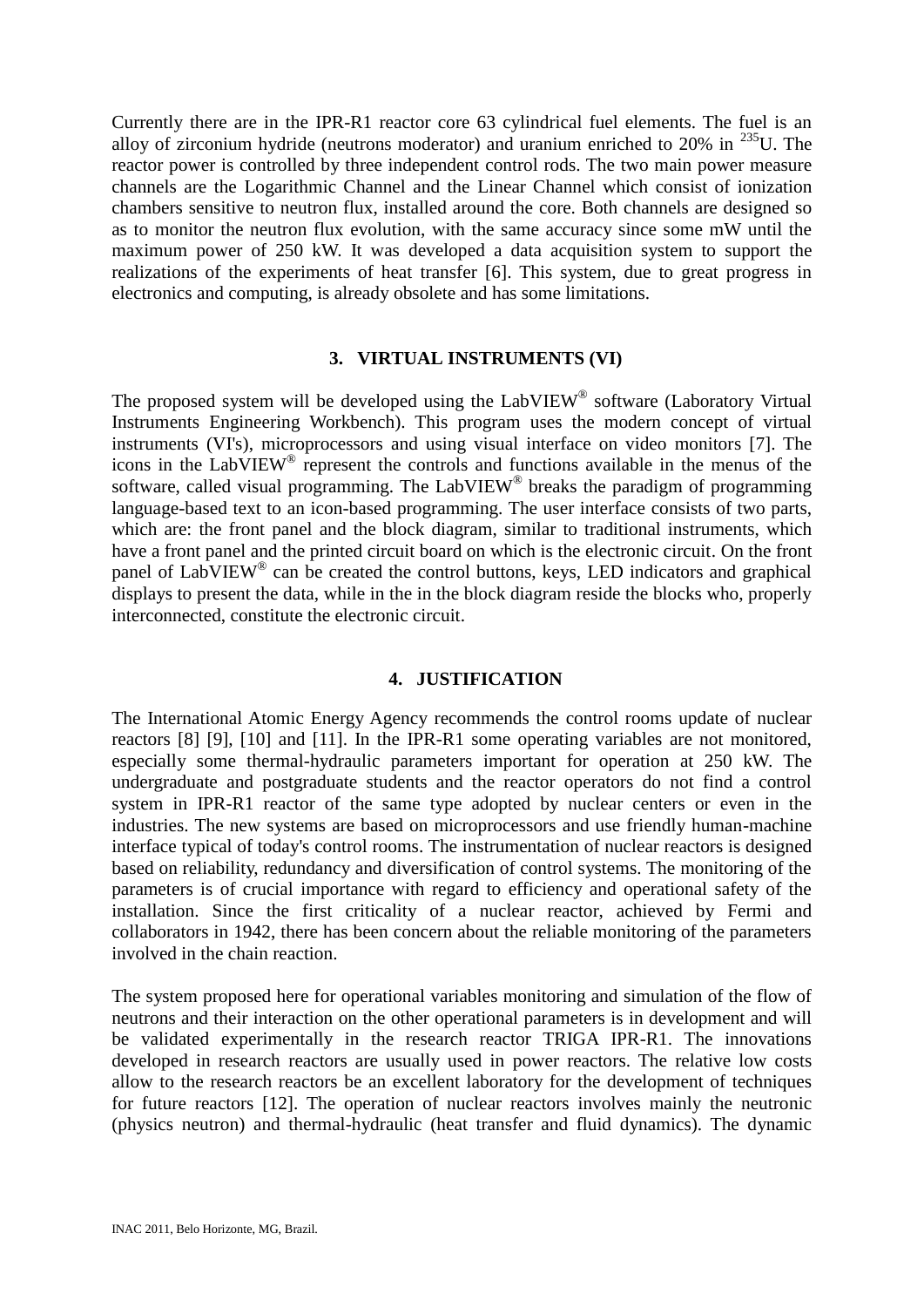Currently there are in the IPR-R1 reactor core 63 cylindrical fuel elements. The fuel is an alloy of zirconium hydride (neutrons moderator) and uranium enriched to 20% in $^{235}U$. The reactor power is controlled by three independent control rods. The two main power measure channels are the Logarithmic Channel and the Linear Channel which consist of ionization chambers sensitive to neutron flux, installed around the core. Both channels are designed so as to monitor the neutron flux evolution, with the same accuracy since some mW until the maximum power of 250 kW. It was developed a data acquisition system to support the realizations of the experiments of heat transfer [6]. This system, due to great progress in electronics and computing, is already obsolete and has some limitations.

## 3. VIRTUAL INSTRUMENTS (VI)

The proposed system will be developed using the LabVIEW® software (Laboratory Virtual Instruments Engineering Workbench). This program uses the modern concept of virtual instruments (VI's), microprocessors and using visual interface on video monitors [7]. The icons in the LabVIEW® represent the controls and functions available in the menus of the software, called visual programming. The LabVIEW® breaks the paradigm of programming language-based text to an icon-based programming. The user interface consists of two parts, which are: the front panel and the block diagram, similar to traditional instruments, which have a front panel and the printed circuit board on which is the electronic circuit. On the front panel of LabVIEW® can be created the control buttons, keys, LED indicators and graphical displays to present the data, while in the in the block diagram reside the blocks who, properly interconnected, constitute the electronic circuit.

## 4. JUSTIFICATION

The International Atomic Energy Agency recommends the control rooms update of nuclear reactors [8] [9], [10] and [11]. In the IPR-R1 some operating variables are not monitored, especially some thermal-hydraulic parameters important for operation at 250 kW. The undergraduate and postgraduate students and the reactor operators do not find a control system in IPR-R1 reactor of the same type adopted by nuclear centers or even in the industries. The new systems are based on microprocessors and use friendly human-machine interface typical of today's control rooms. The instrumentation of nuclear reactors is designed based on reliability, redundancy and diversification of control systems. The monitoring of the parameters is of crucial importance with regard to efficiency and operational safety of the installation. Since the first criticality of a nuclear reactor, achieved by Fermi and collaborators in 1942, there has been concern about the reliable monitoring of the parameters involved in the chain reaction.

The system proposed here for operational variables monitoring and simulation of the flow of neutrons and their interaction on the other operational parameters is in development and will be validated experimentally in the research reactor TRIGA IPR-R1. The innovations developed in research reactors are usually used in power reactors. The relative low costs allow to the research reactors be an excellent laboratory for the development of techniques for future reactors [12]. The operation of nuclear reactors involves mainly the neutronic (physics neutron) and thermal-hydraulic (heat transfer and fluid dynamics). The dynamic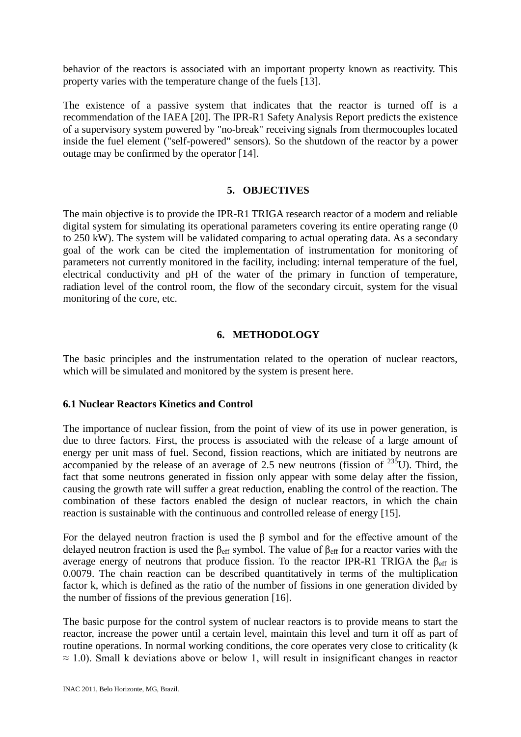behavior of the reactors is associated with an important property known as reactivity. This property varies with the temperature change of the fuels [13].

The existence of a passive system that indicates that the reactor is turned off is a recommendation of the IAEA [20]. The IPR-R1 Safety Analysis Report predicts the existence of a supervisory system powered by "no-break" receiving signals from thermocouples located inside the fuel element ("self-powered" sensors). So the shutdown of the reactor by a power outage may be confirmed by the operator [14].

## 5. OBJECTIVES

The main objective is to provide the IPR-R1 TRIGA research reactor of a modern and reliable digital system for simulating its operational parameters covering its entire operating range (0 to 250 kW). The system will be validated comparing to actual operating data. As a secondary goal of the work can be cited the implementation of instrumentation for monitoring of parameters not currently monitored in the facility, including: internal temperature of the fuel, electrical conductivity and pH of the water of the primary in function of temperature, radiation level of the control room, the flow of the secondary circuit, system for the visual monitoring of the core, etc.

## 6. METHODOLOGY

The basic principles and the instrumentation related to the operation of nuclear reactors, which will be simulated and monitored by the system is present here.

### 6.1 Nuclear Reactors Kinetics and Control

The importance of nuclear fission, from the point of view of its use in power generation, is due to three factors. First, the process is associated with the release of a large amount of energy per unit mass of fuel. Second, fission reactions, which are initiated by neutrons are accompanied by the release of an average of 2.5 new neutrons (fission of $^{235}U$). Third, the fact that some neutrons generated in fission only appear with some delay after the fission, causing the growth rate will suffer a great reduction, enabling the control of the reaction. The combination of these factors enabled the design of nuclear reactors, in which the chain reaction is sustainable with the continuous and controlled release of energy [15].

For the delayed neutron fraction is used the $\beta$ symbol and for the effective amount of the delayed neutron fraction is used the $\beta_{eff}$ symbol. The value of $\beta_{eff}$ for a reactor varies with the average energy of neutrons that produce fission. To the reactor IPR-R1 TRIGA the $\beta_{eff}$ is 0.0079. The chain reaction can be described quantitatively in terms of the multiplication factor k, which is defined as the ratio of the number of fissions in one generation divided by the number of fissions of the previous generation [16].

The basic purpose for the control system of nuclear reactors is to provide means to start the reactor, increase the power until a certain level, maintain this level and turn it off as part of routine operations. In normal working conditions, the core operates very close to criticality ($k \approx 1.0$). Small k deviations above or below 1, will result in insignificant changes in reactor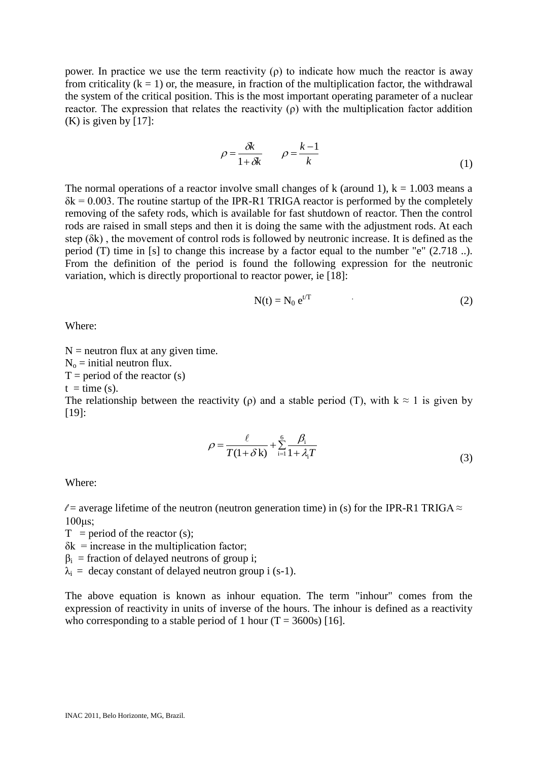power. In practice we use the term reactivity ($\rho$) to indicate how much the reactor is away from criticality ($k = 1$) or, the measure, in fraction of the multiplication factor, the withdrawal the system of the critical position. This is the most important operating parameter of a nuclear reactor. The expression that relates the reactivity ($\rho$) with the multiplication factor addition (K) is given by [17]:

$$\rho = \frac{\delta k}{1+\delta k} \qquad \rho = \frac{k-1}{k} \tag{1}$$

The normal operations of a reactor involve small changes of k (around 1), $k = 1.003$ means a $\delta k = 0.003$. The routine startup of the IPR-R1 TRIGA reactor is performed by the completely removing of the safety rods, which is available for fast shutdown of reactor. Then the control rods are raised in small steps and then it is doing the same with the adjustment rods. At each step ($\delta k$) , the movement of control rods is followed by neutronic increase. It is defined as the period (T) time in [s] to change this increase by a factor equal to the number "e" (2.718 ..). From the definition of the period is found the following expression for the neutronic variation, which is directly proportional to reactor power, ie [18]:

$$N(t) = N_0 \, e^{t/T} \tag{2}$$

Where:

N = neutron flux at any given time.
$N_o$ = initial neutron flux.
T = period of the reactor (s)
t = time (s).
The relationship between the reactivity ($\rho$) and a stable period (T), with $k \approx 1$ is given by [19]:

$$\rho = \frac{\ell}{T(1+\delta\,\mathrm{k})} + \sum_{\mathrm{i}=1}^{6} \frac{\beta_{\mathrm{i}}}{1+\lambda_{\mathrm{i}} T} \tag{3}$$

Where:

$\ell$ = average lifetime of the neutron (neutron generation time) in (s) for the IPR-R1 TRIGA ≈ 100μs;
T = period of the reactor (s);
$\delta k$ = increase in the multiplication factor;
$\beta_i$ = fraction of delayed neutrons of group i;
$\lambda_i$ = decay constant of delayed neutron group i ($s^{-1}$).

The above equation is known as inhour equation. The term "inhour" comes from the expression of reactivity in units of inverse of the hours. The inhour is defined as a reactivity who corresponding to a stable period of 1 hour (T = 3600s) [16].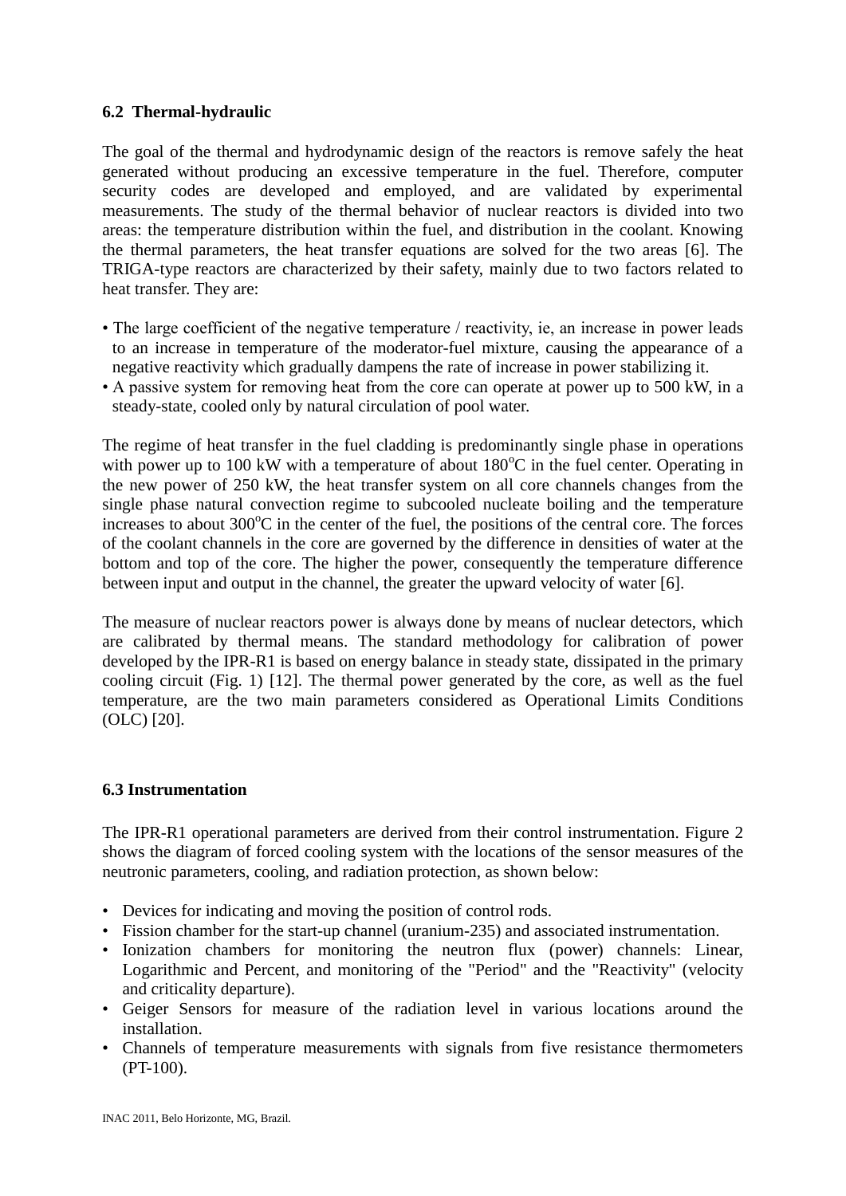### 6.2 Thermal-hydraulic

The goal of the thermal and hydrodynamic design of the reactors is remove safely the heat generated without producing an excessive temperature in the fuel. Therefore, computer security codes are developed and employed, and are validated by experimental measurements. The study of the thermal behavior of nuclear reactors is divided into two areas: the temperature distribution within the fuel, and distribution in the coolant. Knowing the thermal parameters, the heat transfer equations are solved for the two areas [6]. The TRIGA-type reactors are characterized by their safety, mainly due to two factors related to heat transfer. They are:

- The large coefficient of the negative temperature / reactivity, ie, an increase in power leads to an increase in temperature of the moderator-fuel mixture, causing the appearance of a negative reactivity which gradually dampens the rate of increase in power stabilizing it.
- A passive system for removing heat from the core can operate at power up to 500 kW, in a steady-state, cooled only by natural circulation of pool water.

The regime of heat transfer in the fuel cladding is predominantly single phase in operations with power up to 100 kW with a temperature of about 180$^{o}$C in the fuel center. Operating in the new power of 250 kW, the heat transfer system on all core channels changes from the single phase natural convection regime to subcooled nucleate boiling and the temperature increases to about 300$^{o}$C in the center of the fuel, the positions of the central core. The forces of the coolant channels in the core are governed by the difference in densities of water at the bottom and top of the core. The higher the power, consequently the temperature difference between input and output in the channel, the greater the upward velocity of water [6].

The measure of nuclear reactors power is always done by means of nuclear detectors, which are calibrated by thermal means. The standard methodology for calibration of power developed by the IPR-R1 is based on energy balance in steady state, dissipated in the primary cooling circuit (Fig. 1) [12]. The thermal power generated by the core, as well as the fuel temperature, are the two main parameters considered as Operational Limits Conditions (OLC) [20].

### 6.3 Instrumentation

The IPR-R1 operational parameters are derived from their control instrumentation. Figure 2 shows the diagram of forced cooling system with the locations of the sensor measures of the neutronic parameters, cooling, and radiation protection, as shown below:

- Devices for indicating and moving the position of control rods.
- Fission chamber for the start-up channel (uranium-235) and associated instrumentation.
- Ionization chambers for monitoring the neutron flux (power) channels: Linear, Logarithmic and Percent, and monitoring of the "Period" and the "Reactivity" (velocity and criticality departure).
- Geiger Sensors for measure of the radiation level in various locations around the installation.
- Channels of temperature measurements with signals from five resistance thermometers (PT-100).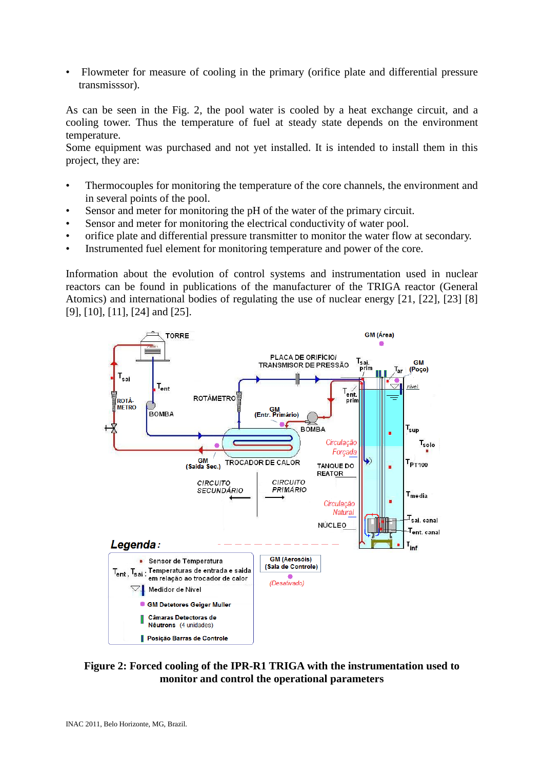- Flowmeter for measure of cooling in the primary (orifice plate and differential pressure transmisssor).

As can be seen in the Fig. 2, the pool water is cooled by a heat exchange circuit, and a cooling tower. Thus the temperature of fuel at steady state depends on the environment temperature.
Some equipment was purchased and not yet installed. It is intended to install them in this project, they are:

- Thermocouples for monitoring the temperature of the core channels, the environment and in several points of the pool.
- Sensor and meter for monitoring the pH of the water of the primary circuit.
- Sensor and meter for monitoring the electrical conductivity of water pool.
- orifice plate and differential pressure transmitter to monitor the water flow at secondary.
- Instrumented fuel element for monitoring temperature and power of the core.

Information about the evolution of control systems and instrumentation used in nuclear reactors can be found in publications of the manufacturer of the TRIGA reactor (General Atomics) and international bodies of regulating the use of nuclear energy [21, [22], [23] [8] [9], [10], [11], [24] and [25].

**Figure 2: Forced cooling of the IPR-R1 TRIGA with the instrumentation used to monitor and control the operational parameters**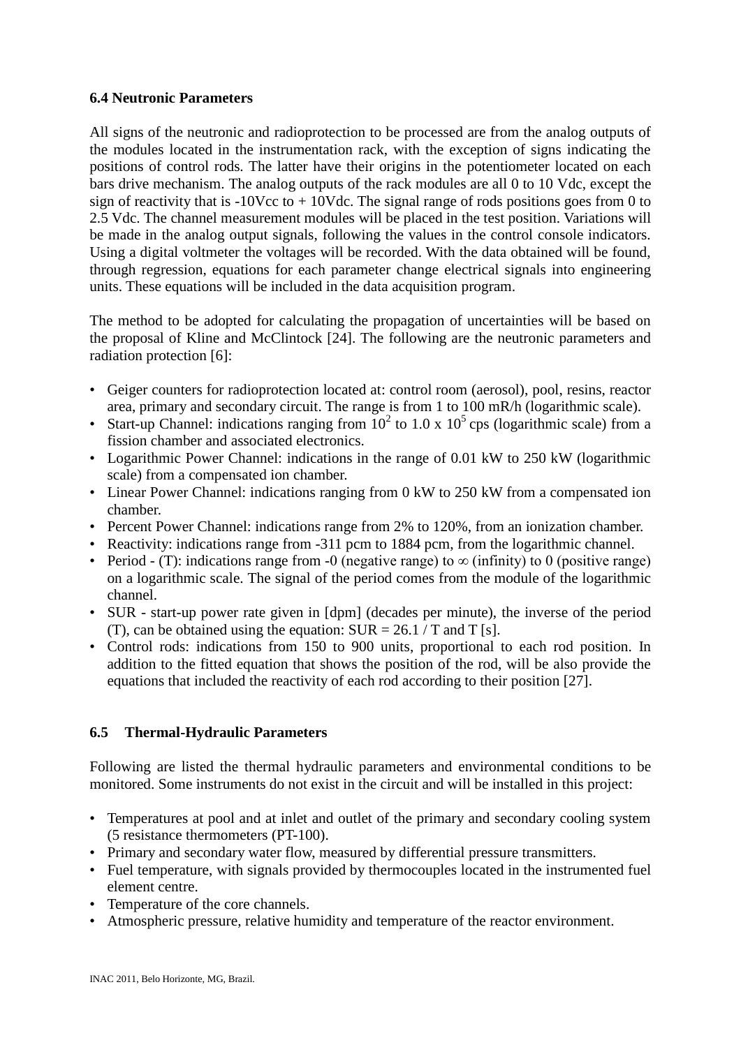### 6.4 Neutronic Parameters

All signs of the neutronic and radioprotection to be processed are from the analog outputs of the modules located in the instrumentation rack, with the exception of signs indicating the positions of control rods. The latter have their origins in the potentiometer located on each bars drive mechanism. The analog outputs of the rack modules are all 0 to 10 Vdc, except the sign of reactivity that is -10Vcc to + 10Vdc. The signal range of rods positions goes from 0 to 2.5 Vdc. The channel measurement modules will be placed in the test position. Variations will be made in the analog output signals, following the values in the control console indicators. Using a digital voltmeter the voltages will be recorded. With the data obtained will be found, through regression, equations for each parameter change electrical signals into engineering units. These equations will be included in the data acquisition program.

The method to be adopted for calculating the propagation of uncertainties will be based on the proposal of Kline and McClintock [24]. The following are the neutronic parameters and radiation protection [6]:

- Geiger counters for radioprotection located at: control room (aerosol), pool, resins, reactor area, primary and secondary circuit. The range is from 1 to 100 mR/h (logarithmic scale).
- Start-up Channel: indications ranging from $10^2$ to $1.0 \times 10^5$ cps (logarithmic scale) from a fission chamber and associated electronics.
- Logarithmic Power Channel: indications in the range of 0.01 kW to 250 kW (logarithmic scale) from a compensated ion chamber.
- Linear Power Channel: indications ranging from 0 kW to 250 kW from a compensated ion chamber.
- Percent Power Channel: indications range from 2% to 120%, from an ionization chamber.
- Reactivity: indications range from -311 pcm to 1884 pcm, from the logarithmic channel.
- Period - (T): indications range from -0 (negative range) to $\infty$ (infinity) to 0 (positive range) on a logarithmic scale. The signal of the period comes from the module of the logarithmic channel.
- SUR - start-up power rate given in [dpm] (decades per minute), the inverse of the period (T), can be obtained using the equation: $SUR = 26.1 / T$ and T [s].
- Control rods: indications from 150 to 900 units, proportional to each rod position. In addition to the fitted equation that shows the position of the rod, will be also provide the equations that included the reactivity of each rod according to their position [27].

### 6.5 Thermal-Hydraulic Parameters

Following are listed the thermal hydraulic parameters and environmental conditions to be monitored. Some instruments do not exist in the circuit and will be installed in this project:

- Temperatures at pool and at inlet and outlet of the primary and secondary cooling system (5 resistance thermometers (PT-100).
- Primary and secondary water flow, measured by differential pressure transmitters.
- Fuel temperature, with signals provided by thermocouples located in the instrumented fuel element centre.
- Temperature of the core channels.
- Atmospheric pressure, relative humidity and temperature of the reactor environment.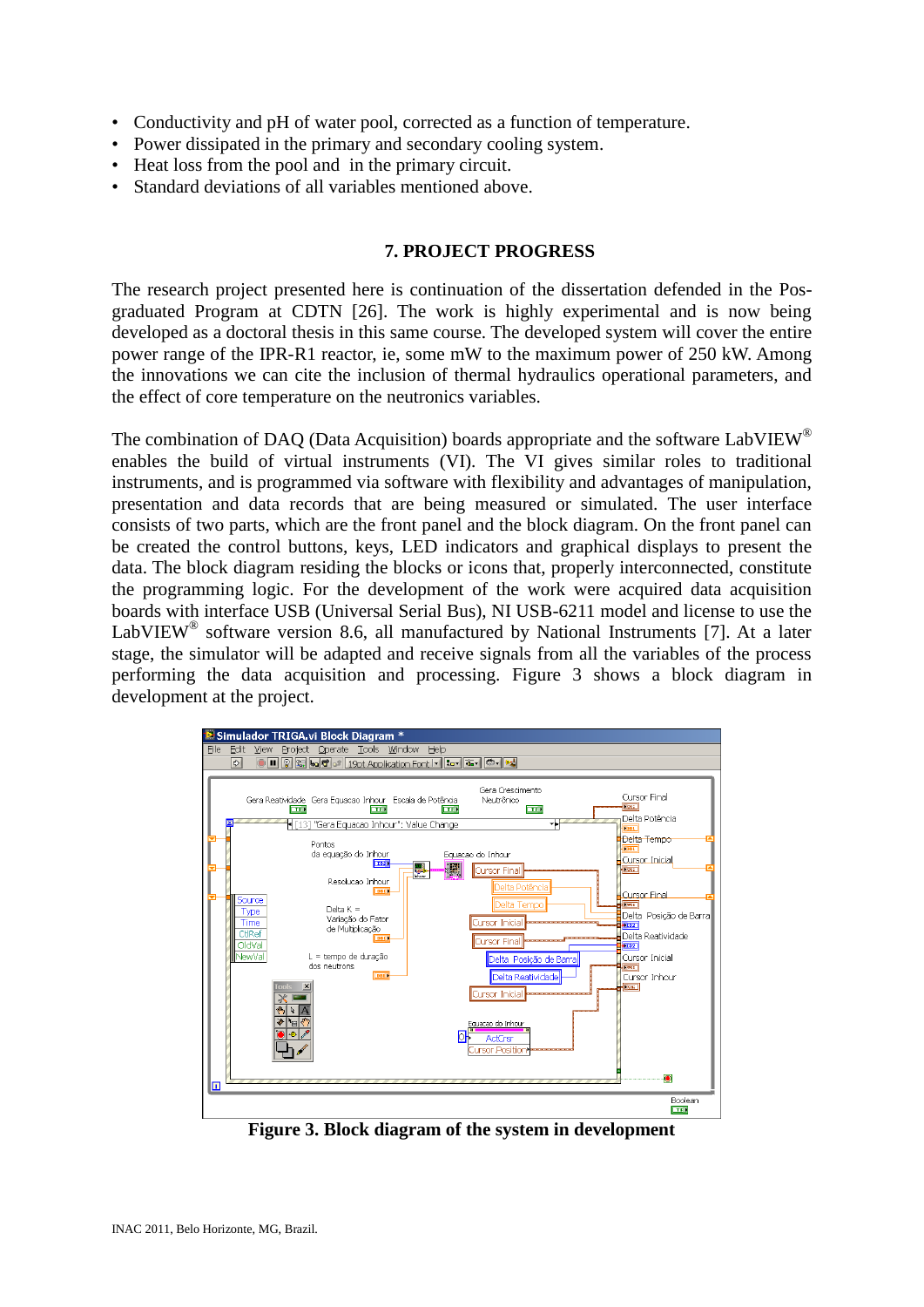- Conductivity and pH of water pool, corrected as a function of temperature.
- Power dissipated in the primary and secondary cooling system.
- Heat loss from the pool and in the primary circuit.
- Standard deviations of all variables mentioned above.

## 7. PROJECT PROGRESS

The research project presented here is continuation of the dissertation defended in the Pos-graduated Program at CDTN [26]. The work is highly experimental and is now being developed as a doctoral thesis in this same course. The developed system will cover the entire power range of the IPR-R1 reactor, ie, some mW to the maximum power of 250 kW. Among the innovations we can cite the inclusion of thermal hydraulics operational parameters, and the effect of core temperature on the neutronics variables.

The combination of DAQ (Data Acquisition) boards appropriate and the software LabVIEW® enables the build of virtual instruments (VI). The VI gives similar roles to traditional instruments, and is programmed via software with flexibility and advantages of manipulation, presentation and data records that are being measured or simulated. The user interface consists of two parts, which are the front panel and the block diagram. On the front panel can be created the control buttons, keys, LED indicators and graphical displays to present the data. The block diagram residing the blocks or icons that, properly interconnected, constitute the programming logic. For the development of the work were acquired data acquisition boards with interface USB (Universal Serial Bus), NI USB-6211 model and license to use the LabVIEW® software version 8.6, all manufactured by National Instruments [7]. At a later stage, the simulator will be adapted and receive signals from all the variables of the process performing the data acquisition and processing. Figure 3 shows a block diagram in development at the project.

**Figure 3. Block diagram of the system in development**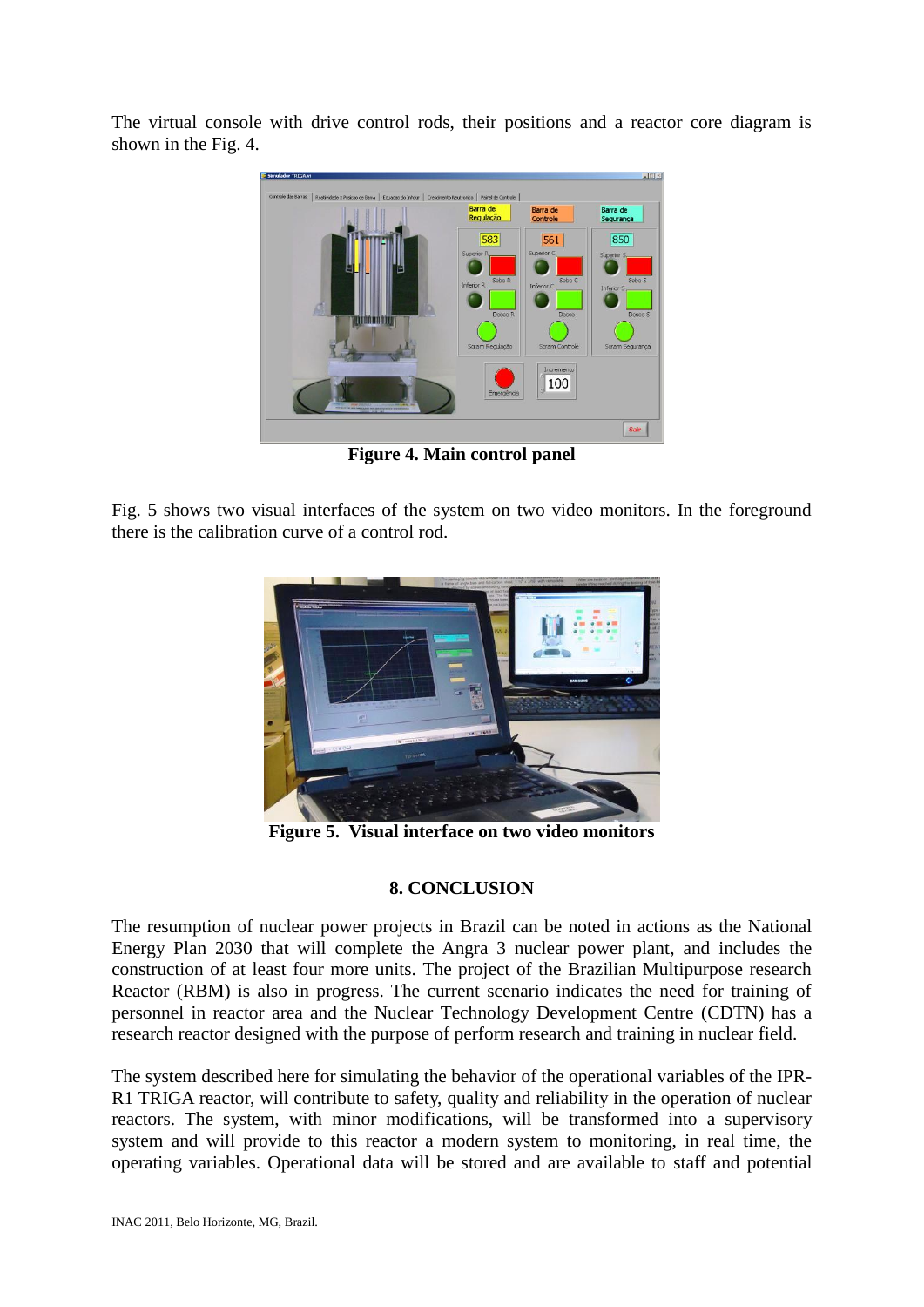The virtual console with drive control rods, their positions and a reactor core diagram is shown in the Fig. 4.

**Figure 4. Main control panel**

Fig. 5 shows two visual interfaces of the system on two video monitors. In the foreground there is the calibration curve of a control rod.

**Figure 5. Visual interface on two video monitors**

## 8. CONCLUSION

The resumption of nuclear power projects in Brazil can be noted in actions as the National Energy Plan 2030 that will complete the Angra 3 nuclear power plant, and includes the construction of at least four more units. The project of the Brazilian Multipurpose research Reactor (RBM) is also in progress. The current scenario indicates the need for training of personnel in reactor area and the Nuclear Technology Development Centre (CDTN) has a research reactor designed with the purpose of perform research and training in nuclear field.

The system described here for simulating the behavior of the operational variables of the IPR-R1 TRIGA reactor, will contribute to safety, quality and reliability in the operation of nuclear reactors. The system, with minor modifications, will be transformed into a supervisory system and will provide to this reactor a modern system to monitoring, in real time, the operating variables. Operational data will be stored and are available to staff and potential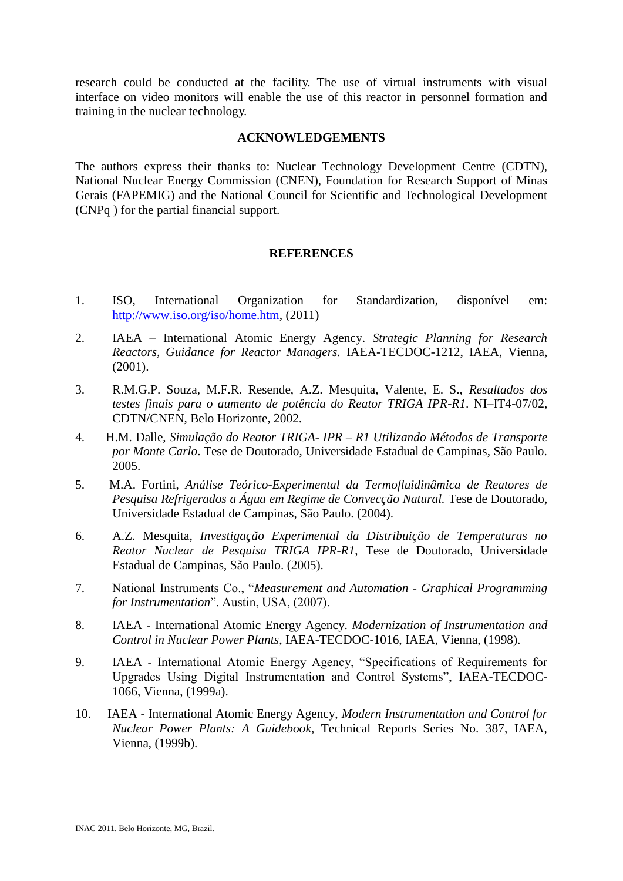research could be conducted at the facility. The use of virtual instruments with visual interface on video monitors will enable the use of this reactor in personnel formation and training in the nuclear technology.

## ACKNOWLEDGEMENTS

The authors express their thanks to: Nuclear Technology Development Centre (CDTN), National Nuclear Energy Commission (CNEN), Foundation for Research Support of Minas Gerais (FAPEMIG) and the National Council for Scientific and Technological Development (CNPq ) for the partial financial support.

## REFERENCES

1. ISO, International Organization for Standardization, disponível em: http://www.iso.org/iso/home.htm, (2011)
2. IAEA – International Atomic Energy Agency. *Strategic Planning for Research Reactors, Guidance for Reactor Managers.* IAEA-TECDOC-1212, IAEA, Vienna, (2001).
3. R.M.G.P. Souza, M.F.R. Resende, A.Z. Mesquita, Valente, E. S., *Resultados dos testes finais para o aumento de potência do Reator TRIGA IPR-R1*. NI–IT4-07/02, CDTN/CNEN, Belo Horizonte, 2002.
4. H.M. Dalle, *Simulação do Reator TRIGA- IPR – R1 Utilizando Métodos de Transporte por Monte Carlo*. Tese de Doutorado, Universidade Estadual de Campinas, São Paulo. 2005.
5. M.A. Fortini, *Análise Teórico-Experimental da Termofluidinâmica de Reatores de Pesquisa Refrigerados a Água em Regime de Convecção Natural.* Tese de Doutorado, Universidade Estadual de Campinas, São Paulo. (2004).
6. A.Z. Mesquita, *Investigação Experimental da Distribuição de Temperaturas no Reator Nuclear de Pesquisa TRIGA IPR-R1*, Tese de Doutorado, Universidade Estadual de Campinas, São Paulo. (2005).
7. National Instruments Co., "*Measurement and Automation - Graphical Programming for Instrumentation*". Austin, USA, (2007).
8. IAEA - International Atomic Energy Agency. *Modernization of Instrumentation and Control in Nuclear Power Plants*, IAEA-TECDOC-1016, IAEA, Vienna, (1998).
9. IAEA - International Atomic Energy Agency, "Specifications of Requirements for Upgrades Using Digital Instrumentation and Control Systems", IAEA-TECDOC-1066, Vienna, (1999a).
10. IAEA - International Atomic Energy Agency, *Modern Instrumentation and Control for Nuclear Power Plants: A Guidebook*, Technical Reports Series No. 387, IAEA, Vienna, (1999b).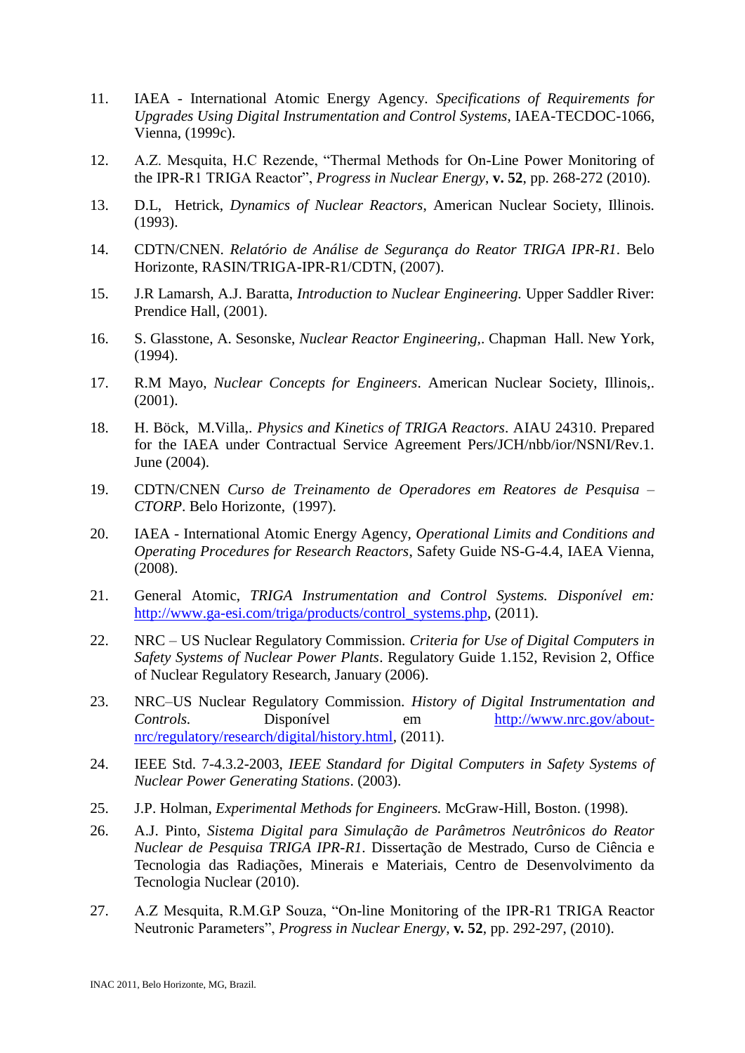11. IAEA - International Atomic Energy Agency. *Specifications of Requirements for Upgrades Using Digital Instrumentation and Control Systems*, IAEA-TECDOC-1066, Vienna, (1999c).

12. A.Z. Mesquita, H.C Rezende, "Thermal Methods for On-Line Power Monitoring of the IPR-R1 TRIGA Reactor", *Progress in Nuclear Energy*, **v. 52**, pp. 268-272 (2010).

13. D.L, Hetrick, *Dynamics of Nuclear Reactors*, American Nuclear Society, Illinois. (1993).

14. CDTN/CNEN. *Relatório de Análise de Segurança do Reator TRIGA IPR-R1*. Belo Horizonte, RASIN/TRIGA-IPR-R1/CDTN, (2007).

15. J.R Lamarsh, A.J. Baratta, *Introduction to Nuclear Engineering.* Upper Saddler River: Prendice Hall, (2001).

16. S. Glasstone, A. Sesonske, *Nuclear Reactor Engineering*,. Chapman Hall. New York, (1994).

17. R.M Mayo, *Nuclear Concepts for Engineers*. American Nuclear Society, Illinois,. (2001).

18. H. Böck, M.Villa,. *Physics and Kinetics of TRIGA Reactors*. AIAU 24310. Prepared for the IAEA under Contractual Service Agreement Pers/JCH/nbb/ior/NSNI/Rev.1. June (2004).

19. CDTN/CNEN *Curso de Treinamento de Operadores em Reatores de Pesquisa – CTORP*. Belo Horizonte, (1997).

20. IAEA - International Atomic Energy Agency, *Operational Limits and Conditions and Operating Procedures for Research Reactors*, Safety Guide NS-G-4.4, IAEA Vienna, (2008).

21. General Atomic, *TRIGA Instrumentation and Control Systems. Disponível em:* http://www.ga-esi.com/triga/products/control_systems.php, (2011).

22. NRC – US Nuclear Regulatory Commission. *Criteria for Use of Digital Computers in Safety Systems of Nuclear Power Plants*. Regulatory Guide 1.152, Revision 2, Office of Nuclear Regulatory Research, January (2006).

23. NRC–US Nuclear Regulatory Commission. *History of Digital Instrumentation and Controls.* Disponível em http://www.nrc.gov/about-nrc/regulatory/research/digital/history.html, (2011).

24. IEEE Std. 7-4.3.2-2003, *IEEE Standard for Digital Computers in Safety Systems of Nuclear Power Generating Stations*. (2003).

25. J.P. Holman, *Experimental Methods for Engineers.* McGraw-Hill, Boston. (1998).

26. A.J. Pinto, *Sistema Digital para Simulação de Parâmetros Neutrônicos do Reator Nuclear de Pesquisa TRIGA IPR-R1*. Dissertação de Mestrado, Curso de Ciência e Tecnologia das Radiações, Minerais e Materiais, Centro de Desenvolvimento da Tecnologia Nuclear (2010).

27. A.Z Mesquita, R.M.G.P Souza, "On-line Monitoring of the IPR-R1 TRIGA Reactor Neutronic Parameters", *Progress in Nuclear Energy*, **v. 52**, pp. 292-297, (2010).